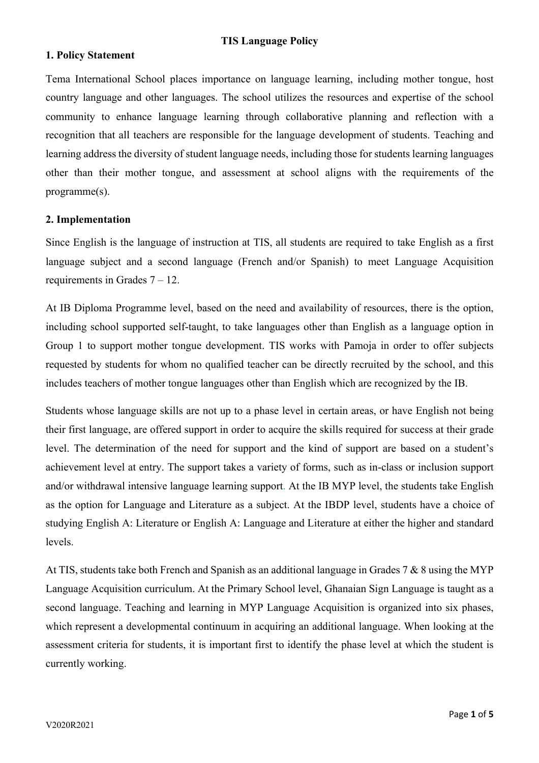# TIS Language Policy

## 1. Policy Statement

Tema International School places importance on language learning, including mother tongue, host country language and other languages. The school utilizes the resources and expertise of the school community to enhance language learning through collaborative planning and reflection with a recognition that all teachers are responsible for the language development of students. Teaching and learning address the diversity of student language needs, including those for students learning languages other than their mother tongue, and assessment at school aligns with the requirements of the programme(s).

## 2. Implementation

Since English is the language of instruction at TIS, all students are required to take English as a first language subject and a second language (French and/or Spanish) to meet Language Acquisition requirements in Grades 7 – 12.

At IB Diploma Programme level, based on the need and availability of resources, there is the option, including school supported self-taught, to take languages other than English as a language option in Group 1 to support mother tongue development. TIS works with Pamoja in order to offer subjects requested by students for whom no qualified teacher can be directly recruited by the school, and this includes teachers of mother tongue languages other than English which are recognized by the IB.

Students whose language skills are not up to a phase level in certain areas, or have English not being their first language, are offered support in order to acquire the skills required for success at their grade level. The determination of the need for support and the kind of support are based on a student's achievement level at entry. The support takes a variety of forms, such as in-class or inclusion support and/or withdrawal intensive language learning support. At the IB MYP level, the students take English as the option for Language and Literature as a subject. At the IBDP level, students have a choice of studying English A: Literature or English A: Language and Literature at either the higher and standard levels.

At TIS, students take both French and Spanish as an additional language in Grades 7 & 8 using the MYP Language Acquisition curriculum. At the Primary School level, Ghanaian Sign Language is taught as a second language. Teaching and learning in MYP Language Acquisition is organized into six phases, which represent a developmental continuum in acquiring an additional language. When looking at the assessment criteria for students, it is important first to identify the phase level at which the student is currently working.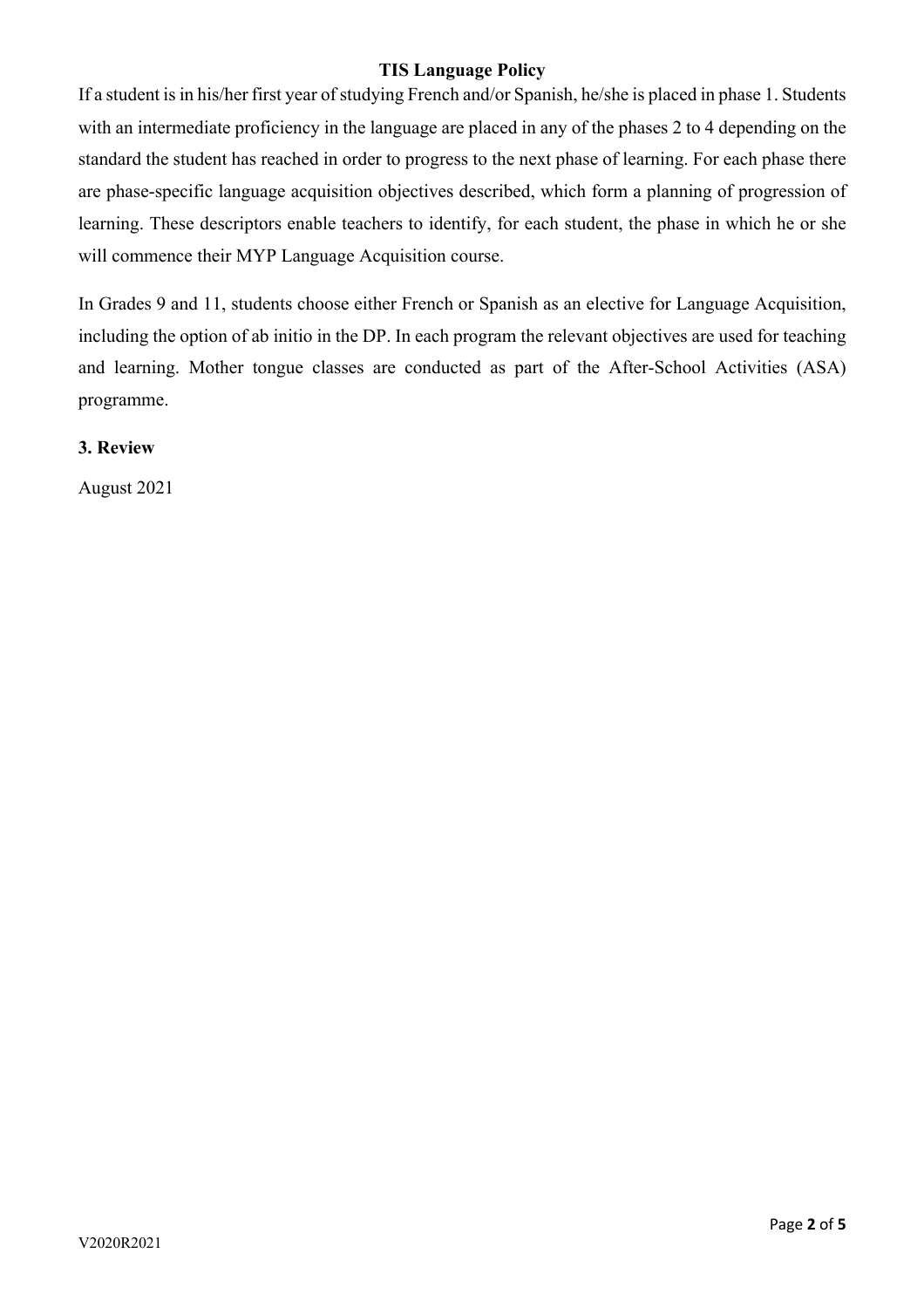If a student is in his/her first year of studying French and/or Spanish, he/she is placed in phase 1. Students with an intermediate proficiency in the language are placed in any of the phases 2 to 4 depending on the standard the student has reached in order to progress to the next phase of learning. For each phase there are phase-specific language acquisition objectives described, which form a planning of progression of learning. These descriptors enable teachers to identify, for each student, the phase in which he or she will commence their MYP Language Acquisition course.

In Grades 9 and 11, students choose either French or Spanish as an elective for Language Acquisition, including the option of ab initio in the DP. In each program the relevant objectives are used for teaching and learning. Mother tongue classes are conducted as part of the After-School Activities (ASA) programme.

## 3. Review

August 2021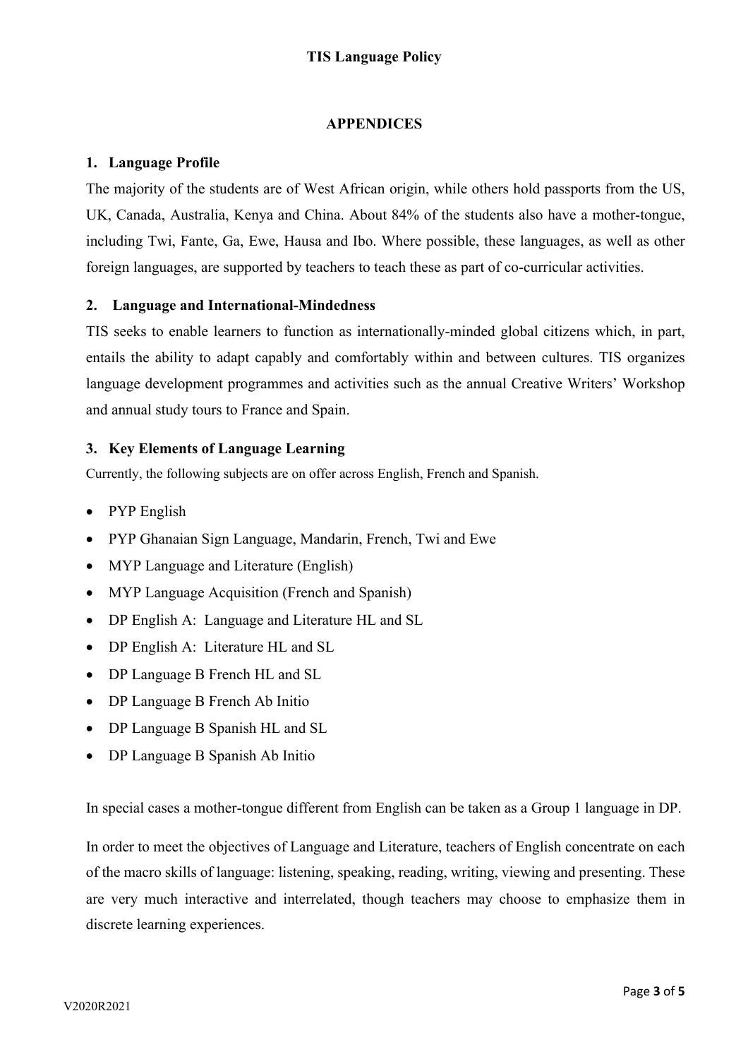## APPENDICES

### 1. Language Profile

The majority of the students are of West African origin, while others hold passports from the US, UK, Canada, Australia, Kenya and China. About 84% of the students also have a mother-tongue, including Twi, Fante, Ga, Ewe, Hausa and Ibo. Where possible, these languages, as well as other foreign languages, are supported by teachers to teach these as part of co-curricular activities.

### 2. Language and International-Mindedness

TIS seeks to enable learners to function as internationally-minded global citizens which, in part, entails the ability to adapt capably and comfortably within and between cultures. TIS organizes language development programmes and activities such as the annual Creative Writers' Workshop and annual study tours to France and Spain.

### 3. Key Elements of Language Learning

Currently, the following subjects are on offer across English, French and Spanish.

- PYP English
- PYP Ghanaian Sign Language, Mandarin, French, Twi and Ewe
- MYP Language and Literature (English)
- MYP Language Acquisition (French and Spanish)
- DP English A: Language and Literature HL and SL
- DP English A: Literature HL and SL
- DP Language B French HL and SL
- DP Language B French Ab Initio
- DP Language B Spanish HL and SL
- DP Language B Spanish Ab Initio

In special cases a mother-tongue different from English can be taken as a Group 1 language in DP.

In order to meet the objectives of Language and Literature, teachers of English concentrate on each of the macro skills of language: listening, speaking, reading, writing, viewing and presenting. These are very much interactive and interrelated, though teachers may choose to emphasize them in discrete learning experiences.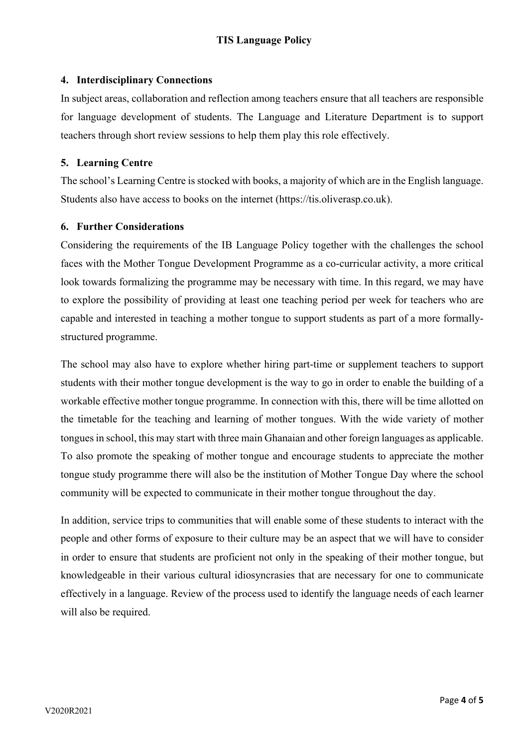## 4. Interdisciplinary Connections

In subject areas, collaboration and reflection among teachers ensure that all teachers are responsible for language development of students. The Language and Literature Department is to support teachers through short review sessions to help them play this role effectively.

## 5. Learning Centre

The school's Learning Centre is stocked with books, a majority of which are in the English language. Students also have access to books on the internet (https://tis.oliverasp.co.uk).

## 6. Further Considerations

Considering the requirements of the IB Language Policy together with the challenges the school faces with the Mother Tongue Development Programme as a co-curricular activity, a more critical look towards formalizing the programme may be necessary with time. In this regard, we may have to explore the possibility of providing at least one teaching period per week for teachers who are capable and interested in teaching a mother tongue to support students as part of a more formally-structured programme.

The school may also have to explore whether hiring part-time or supplement teachers to support students with their mother tongue development is the way to go in order to enable the building of a workable effective mother tongue programme. In connection with this, there will be time allotted on the timetable for the teaching and learning of mother tongues. With the wide variety of mother tongues in school, this may start with three main Ghanaian and other foreign languages as applicable. To also promote the speaking of mother tongue and encourage students to appreciate the mother tongue study programme there will also be the institution of Mother Tongue Day where the school community will be expected to communicate in their mother tongue throughout the day.

In addition, service trips to communities that will enable some of these students to interact with the people and other forms of exposure to their culture may be an aspect that we will have to consider in order to ensure that students are proficient not only in the speaking of their mother tongue, but knowledgeable in their various cultural idiosyncrasies that are necessary for one to communicate effectively in a language. Review of the process used to identify the language needs of each learner will also be required.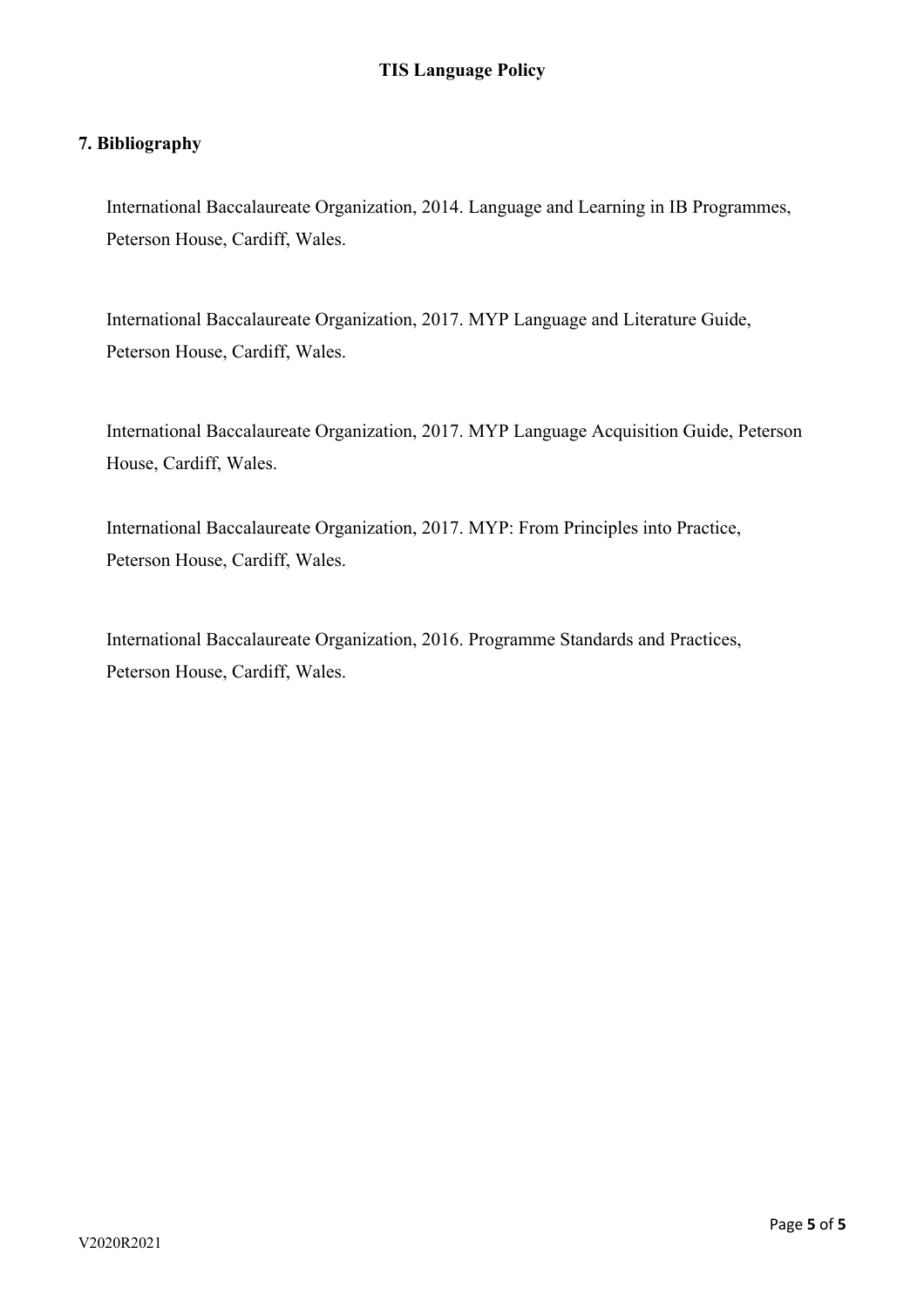## 7. Bibliography

International Baccalaureate Organization, 2014. Language and Learning in IB Programmes, Peterson House, Cardiff, Wales.

International Baccalaureate Organization, 2017. MYP Language and Literature Guide, Peterson House, Cardiff, Wales.

International Baccalaureate Organization, 2017. MYP Language Acquisition Guide, Peterson House, Cardiff, Wales.

International Baccalaureate Organization, 2017. MYP: From Principles into Practice, Peterson House, Cardiff, Wales.

International Baccalaureate Organization, 2016. Programme Standards and Practices, Peterson House, Cardiff, Wales.